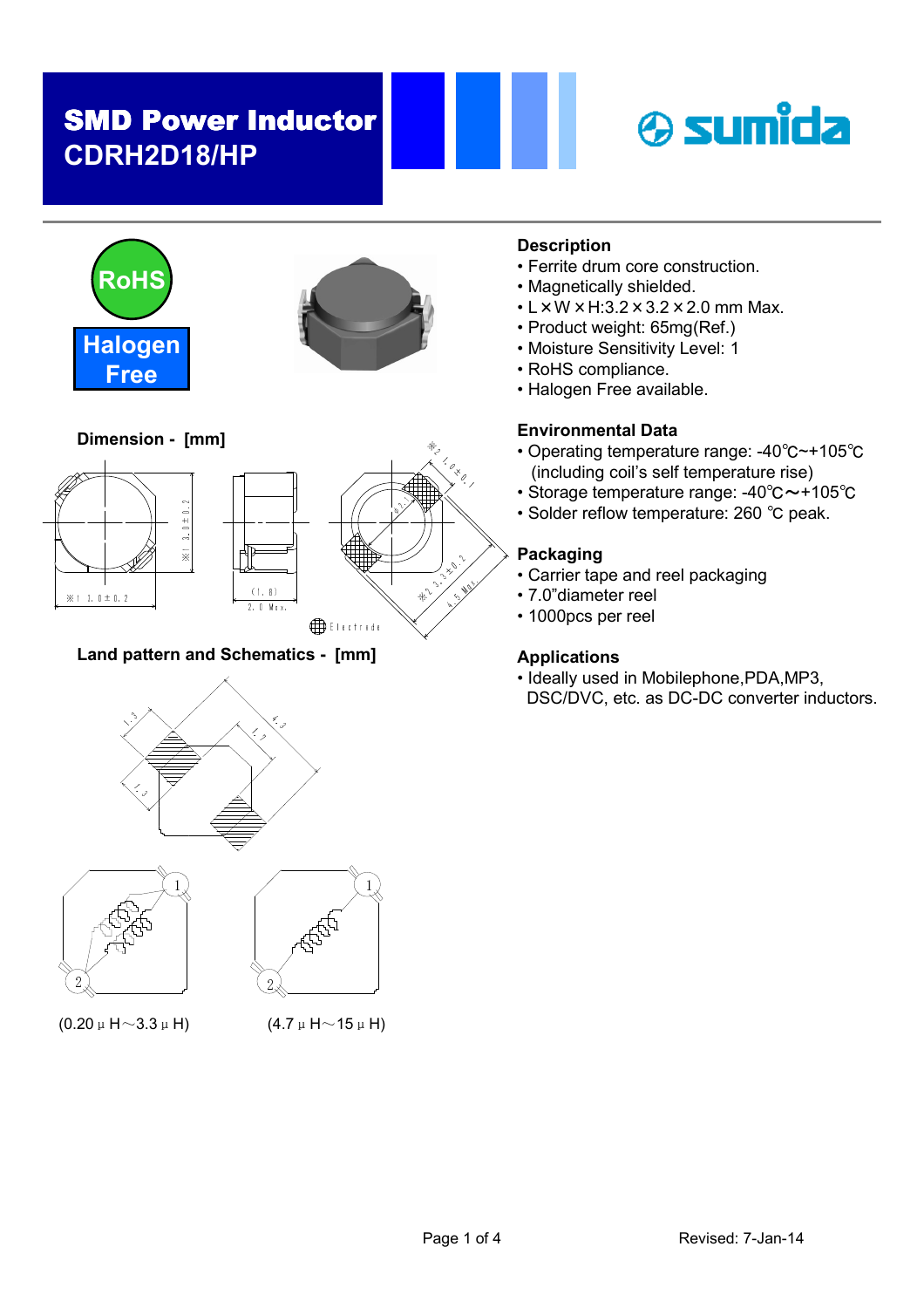# SMD Power Inductor
## CDRH2D18/HP

RoHS

Halogen Free

### Description

- Ferrite drum core construction.
- Magnetically shielded.
- L×W×H:3.2×3.2×2.0 mm Max.
- Product weight: 65mg(Ref.)
- Moisture Sensitivity Level: 1
- RoHS compliance.
- Halogen Free available.

### Dimension - [mm]

### Environmental Data

- Operating temperature range: -40℃~+105℃ (including coil's self temperature rise)
- Storage temperature range: -40℃～+105℃
- Solder reflow temperature: 260 ℃ peak.

### Packaging

- Carrier tape and reel packaging
- 7.0"diameter reel
- 1000pcs per reel

### Land pattern and Schematics - [mm]

### Applications

- Ideally used in Mobilephone,PDA,MP3, DSC/DVC, etc. as DC-DC converter inductors.

(0.20μH～3.3μH) (4.7μH～15μH)

Revised: 7-Jan-14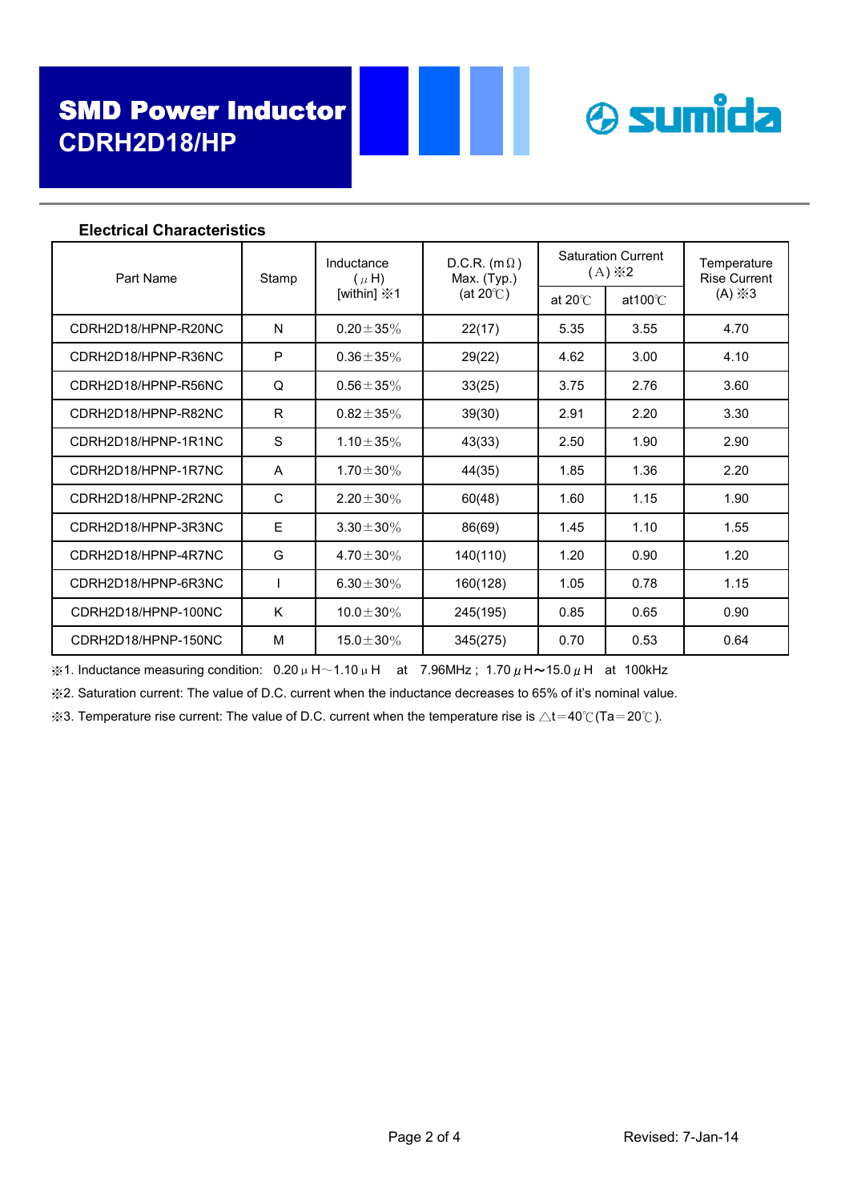# SMD Power Inductor
## CDRH2D18/HP

sumida

### Electrical Characteristics

| Part Name | Stamp | Inductance (μH) [within] ※1 | D.C.R. (mΩ) Max. (Typ.) (at 20℃) | Saturation Current (A) ※2 | | Temperature Rise Current (A) ※3 |
|---|---|---|---|---|---|---|
| | | | | at 20℃ | at100℃ | |
| CDRH2D18/HPNP-R20NC | N | 0.20±35% | 22(17) | 5.35 | 3.55 | 4.70 |
| CDRH2D18/HPNP-R36NC | P | 0.36±35% | 29(22) | 4.62 | 3.00 | 4.10 |
| CDRH2D18/HPNP-R56NC | Q | 0.56±35% | 33(25) | 3.75 | 2.76 | 3.60 |
| CDRH2D18/HPNP-R82NC | R | 0.82±35% | 39(30) | 2.91 | 2.20 | 3.30 |
| CDRH2D18/HPNP-1R1NC | S | 1.10±35% | 43(33) | 2.50 | 1.90 | 2.90 |
| CDRH2D18/HPNP-1R7NC | A | 1.70±30% | 44(35) | 1.85 | 1.36 | 2.20 |
| CDRH2D18/HPNP-2R2NC | C | 2.20±30% | 60(48) | 1.60 | 1.15 | 1.90 |
| CDRH2D18/HPNP-3R3NC | E | 3.30±30% | 86(69) | 1.45 | 1.10 | 1.55 |
| CDRH2D18/HPNP-4R7NC | G | 4.70±30% | 140(110) | 1.20 | 0.90 | 1.20 |
| CDRH2D18/HPNP-6R3NC | I | 6.30±30% | 160(128) | 1.05 | 0.78 | 1.15 |
| CDRH2D18/HPNP-100NC | K | 10.0±30% | 245(195) | 0.85 | 0.65 | 0.90 |
| CDRH2D18/HPNP-150NC | M | 15.0±30% | 345(275) | 0.70 | 0.53 | 0.64 |

※1. Inductance measuring condition: 0.20μH~1.10μH at 7.96MHz ; 1.70μH~15.0μH at 100kHz

※2. Saturation current: The value of D.C. current when the inductance decreases to 65% of it's nominal value.

※3. Temperature rise current: The value of D.C. current when the temperature rise is △t=40℃(Ta=20℃).

Revised: 7-Jan-14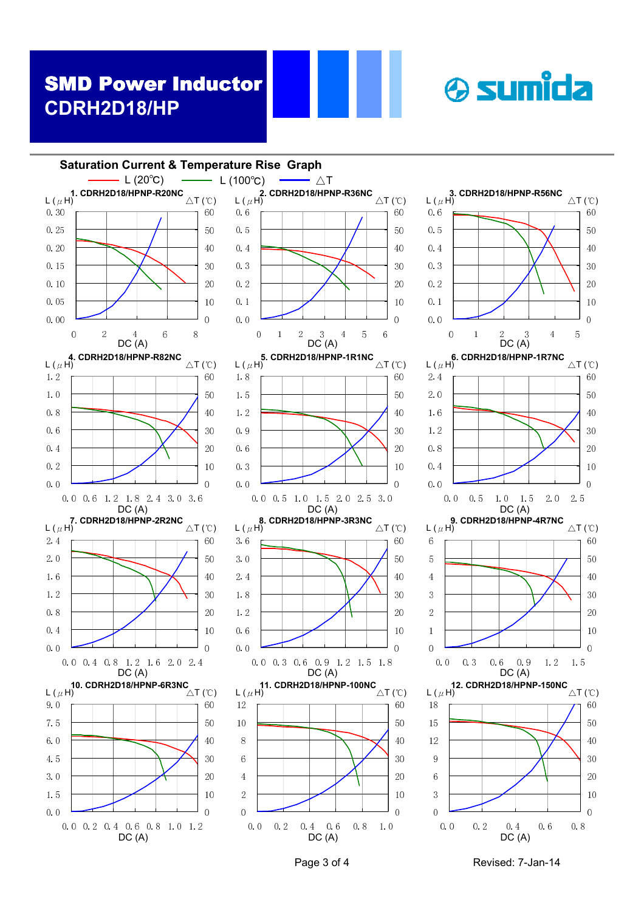# SMD Power Inductor

## CDRH2D18/HP

sumida

### Saturation Current & Temperature Rise Graph

L (20℃) — L (100℃) — △T

1. CDRH2D18/HPNP-R20NC

L (μH): 0.00, 0.05, 0.10, 0.15, 0.20, 0.25, 0.30
△T (℃): 0, 10, 20, 30, 40, 50, 60
DC (A): 0, 2, 4, 6, 8

2. CDRH2D18/HPNP-R36NC

L (μH): 0.0, 0.1, 0.2, 0.3, 0.4, 0.5, 0.6
△T (℃): 0, 10, 20, 30, 40, 50, 60
DC (A): 0, 1, 2, 3, 4, 5, 6

3. CDRH2D18/HPNP-R56NC

L (μH): 0.0, 0.1, 0.2, 0.3, 0.4, 0.5, 0.6
△T (℃): 0, 10, 20, 30, 40, 50, 60
DC (A): 0, 1, 2, 3, 4, 5

4. CDRH2D18/HPNP-R82NC

L (μH): 0.0, 0.2, 0.4, 0.6, 0.8, 1.0, 1.2
△T (℃): 0, 10, 20, 30, 40, 50, 60
DC (A): 0.0, 0.6, 1.2, 1.8, 2.4, 3.0, 3.6

5. CDRH2D18/HPNP-1R1NC

L (μH): 0.0, 0.3, 0.6, 0.9, 1.2, 1.5, 1.8
△T (℃): 0, 10, 20, 30, 40, 50, 60
DC (A): 0.0, 0.5, 1.0, 1.5, 2.0, 2.5, 3.0

6. CDRH2D18/HPNP-1R7NC

L (μH): 0.0, 0.4, 0.8, 1.2, 1.6, 2.0, 2.4
△T (℃): 0, 10, 20, 30, 40, 50, 60
DC (A): 0.0, 0.5, 1.0, 1.5, 2.0, 2.5

7. CDRH2D18/HPNP-2R2NC

L (μH): 0.0, 0.4, 0.8, 1.2, 1.6, 2.0, 2.4
△T (℃): 0, 10, 20, 30, 40, 50, 60
DC (A): 0.0, 0.4, 0.8, 1.2, 1.6, 2.0, 2.4

8. CDRH2D18/HPNP-3R3NC

L (μH): 0.0, 0.6, 1.2, 1.8, 2.4, 3.0, 3.6
△T (℃): 0, 10, 20, 30, 40, 50, 60
DC (A): 0.0, 0.3, 0.6, 0.9, 1.2, 1.5, 1.8

9. CDRH2D18/HPNP-4R7NC

L (μH): 0, 1, 2, 3, 4, 5, 6
△T (℃): 0, 10, 20, 30, 40, 50, 60
DC (A): 0.0, 0.3, 0.6, 0.9, 1.2, 1.5

10. CDRH2D18/HPNP-6R3NC

L (μH): 0.0, 1.5, 3.0, 4.5, 6.0, 7.5, 9.0
△T (℃): 0, 10, 20, 30, 40, 50, 60
DC (A): 0.0, 0.2, 0.4, 0.6, 0.8, 1.0, 1.2

11. CDRH2D18/HPNP-100NC

L (μH): 0, 2, 4, 6, 8, 10, 12
△T (℃): 0, 10, 20, 30, 40, 50, 60
DC (A): 0.0, 0.2, 0.4, 0.6, 0.8, 1.0

12. CDRH2D18/HPNP-150NC

L (μH): 0, 3, 6, 9, 12, 15, 18
△T (℃): 0, 10, 20, 30, 40, 50, 60
DC (A): 0.0, 0.2, 0.4, 0.6, 0.8

Revised: 7-Jan-14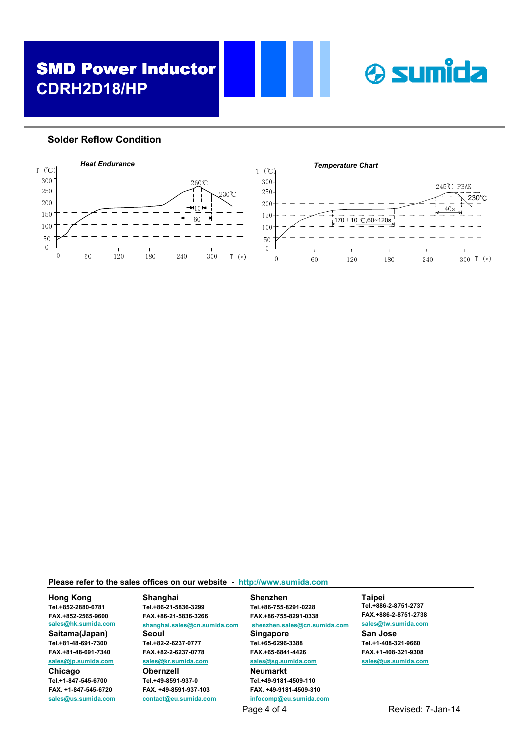## Solder Reflow Condition

*Heat Endurance*

T (℃)
300
250
200
150
100
50
0
0 60 120 180 240 300 T (s)
260℃
230℃
10
60

*Temperature Chart*

T (℃)
300
250
200
150
100
50
0
0 60 120 180 240 300 T (s)
245℃ PEAK
230℃
40s
170±10 ℃,60~120s

**Please refer to the sales offices on our website - http://www.sumida.com**

| | | | |
|---|---|---|---|
| **Hong Kong**<br>Tel.+852-2880-6781<br>FAX.+852-2565-9600<br>sales@hk.sumida.com | **Shanghai**<br>Tel.+86-21-5836-3299<br>FAX.+86-21-5836-3266<br>shanghai.sales@cn.sumida.com | **Shenzhen**<br>Tel.+86-755-8291-0228<br>FAX.+86-755-8291-0338<br>shenzhen.sales@cn.sumida.com | **Taipei**<br>Tel.+886-2-8751-2737<br>FAX.+886-2-8751-2738<br>sales@tw.sumida.com |
| **Saitama(Japan)**<br>Tel.+81-48-691-7300<br>FAX.+81-48-691-7340<br>sales@jp.sumida.com | **Seoul**<br>Tel.+82-2-6237-0777<br>FAX.+82-2-6237-0778<br>sales@kr.sumida.com | **Singapore**<br>Tel.+65-6296-3388<br>FAX.+65-6841-4426<br>sales@sg.sumida.com | **San Jose**<br>Tel.+1-408-321-9660<br>FAX.+1-408-321-9308<br>sales@us.sumida.com |
| **Chicago**<br>Tel.+1-847-545-6700<br>FAX. +1-847-545-6720<br>sales@us.sumida.com | **Obernzell**<br>Tel.+49-8591-937-0<br>FAX. +49-8591-937-103<br>contact@eu.sumida.com | **Neumarkt**<br>Tel.+49-9181-4509-110<br>FAX. +49-9181-4509-310<br>infocomp@eu.sumida.com | |

Revised: 7-Jan-14